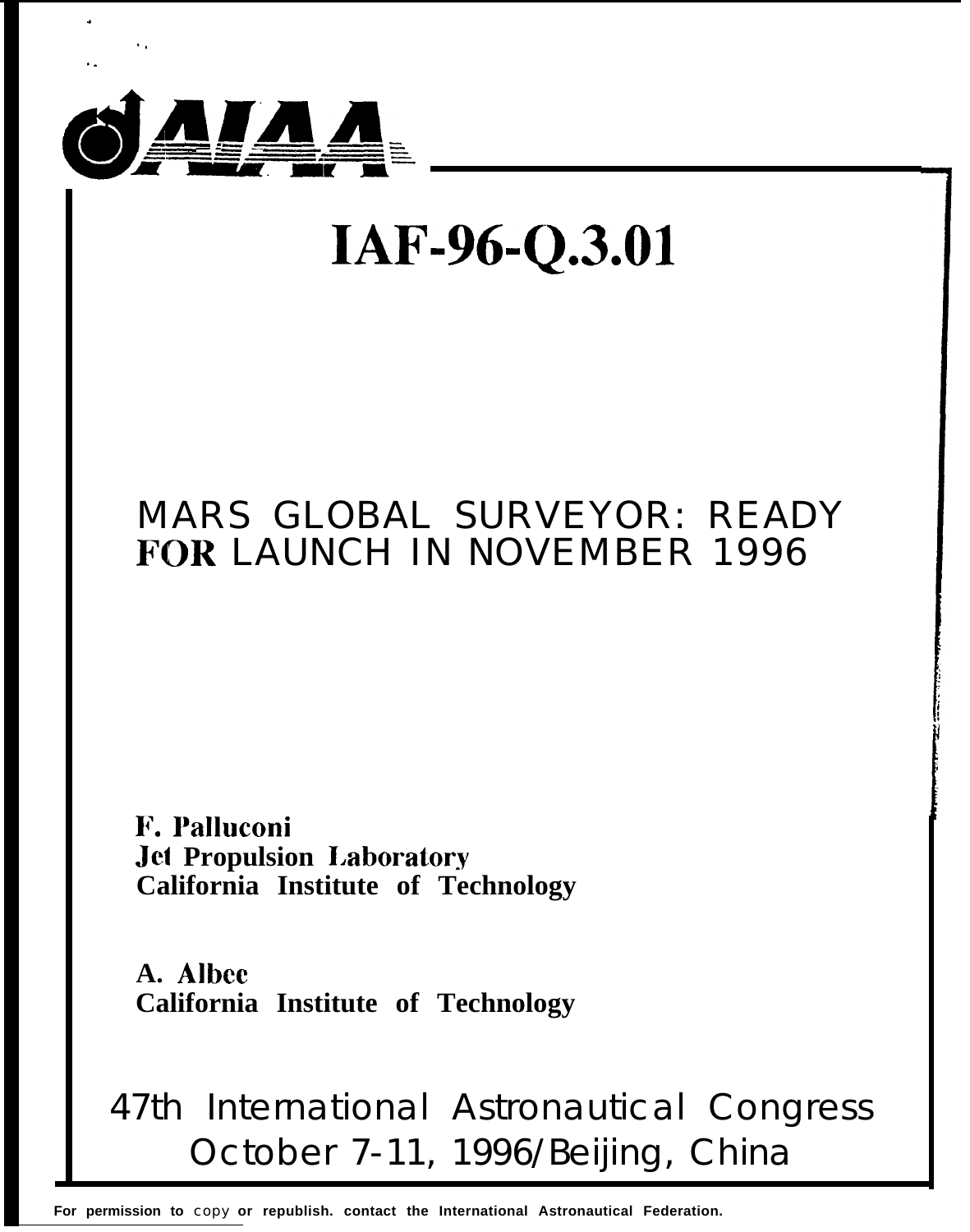AIAA

# IAF-96-Q.3.01

# MARS GLOBAL SURVEYOR: READY FOR LAUNCH IN NOVEMBER 1996

**F. Palluconi**
**Jet Propulsion Laboratory**
**California Institute of Technology**

**A. Albee**
**California Institute of Technology**

47th International Astronautical Congress
October 7-11, 1996/Beijing, China

**For permission to copy or republish. contact the International Astronautical Federation.**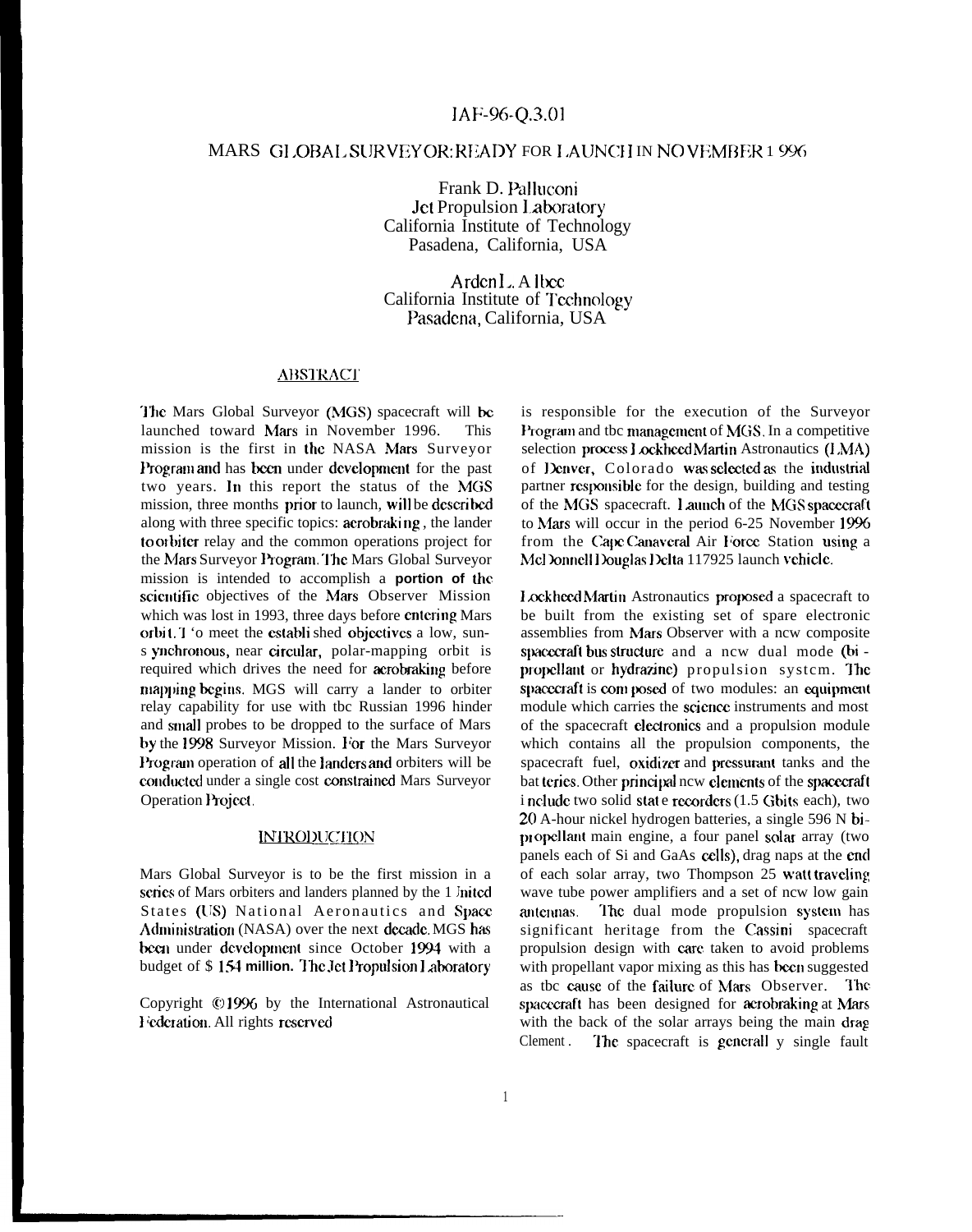IAF-96-Q.3.01

# MARS GLOBAL SURVEYOR: READY FOR LAUNCH IN NOVEMBER 1996

Frank D. Palluconi
Jet Propulsion Laboratory
California Institute of Technology
Pasadena, California, USA

Arden L. Albee
California Institute of Technology
Pasadena, California, USA

## ABSTRACT

The Mars Global Surveyor (MGS) spacecraft will be launched toward Mars in November 1996. This mission is the first in the NASA Mars Surveyor Program and has been under development for the past two years. In this report the status of the MGS mission, three months prior to launch, will be described along with three specific topics: aerobraking, the lander to orbiter relay and the common operations project for the Mars Surveyor Program. The Mars Global Surveyor mission is intended to accomplish a portion of the scientific objectives of the Mars Observer Mission which was lost in 1993, three days before entering Mars orbit. To meet the established objectives a low, sun-synchronous, near circular, polar-mapping orbit is required which drives the need for aerobraking before mapping begins. MGS will carry a lander to orbiter relay capability for use with the Russian 1996 lander and small probes to be dropped to the surface of Mars by the 1998 Surveyor Mission. For the Mars Surveyor Program operation of all the landers and orbiters will be conducted under a single cost constrained Mars Surveyor Operation Project.

## INTRODUCTION

Mars Global Surveyor is to be the first mission in a series of Mars orbiters and landers planned by the United States (US) National Aeronautics and Space Administration (NASA) over the next decade. MGS has been under development since October 1994 with a budget of $ 154 million. The Jet Propulsion Laboratory is responsible for the execution of the Surveyor Program and the management of MGS. In a competitive selection process Lockheed Martin Astronautics (LMA) of Denver, Colorado was selected as the industrial partner responsible for the design, building and testing of the MGS spacecraft. Launch of the MGS spacecraft to Mars will occur in the period 6-25 November 1996 from the Cape Canaveral Air Force Station using a McDonnell Douglas Delta 117925 launch vehicle.

Copyright ©1996 by the International Astronautical Federation. All rights reserved

Lockheed Martin Astronautics proposed a spacecraft to be built from the existing set of spare electronic assemblies from Mars Observer with a new composite spacecraft bus structure and a new dual mode (bi-propellant or hydrazine) propulsion system. The spacecraft is composed of two modules: an equipment module which carries the science instruments and most of the spacecraft electronics and a propulsion module which contains all the propulsion components, the spacecraft fuel, oxidizer and pressurant tanks and the batteries. Other principal new elements of the spacecraft include two solid state recorders (1.5 Gbits each), two 20 A-hour nickel hydrogen batteries, a single 596 N bi-propellant main engine, a four panel solar array (two panels each of Si and GaAs cells), drag naps at the end of each solar array, two Thompson 25 watt traveling wave tube power amplifiers and a set of new low gain antennas. The dual mode propulsion system has significant heritage from the Cassini spacecraft propulsion design with care taken to avoid problems with propellant vapor mixing as this has been suggested as the cause of the failure of Mars Observer. The spacecraft has been designed for aerobraking at Mars with the back of the solar arrays being the main drag Clement. The spacecraft is generall y single fault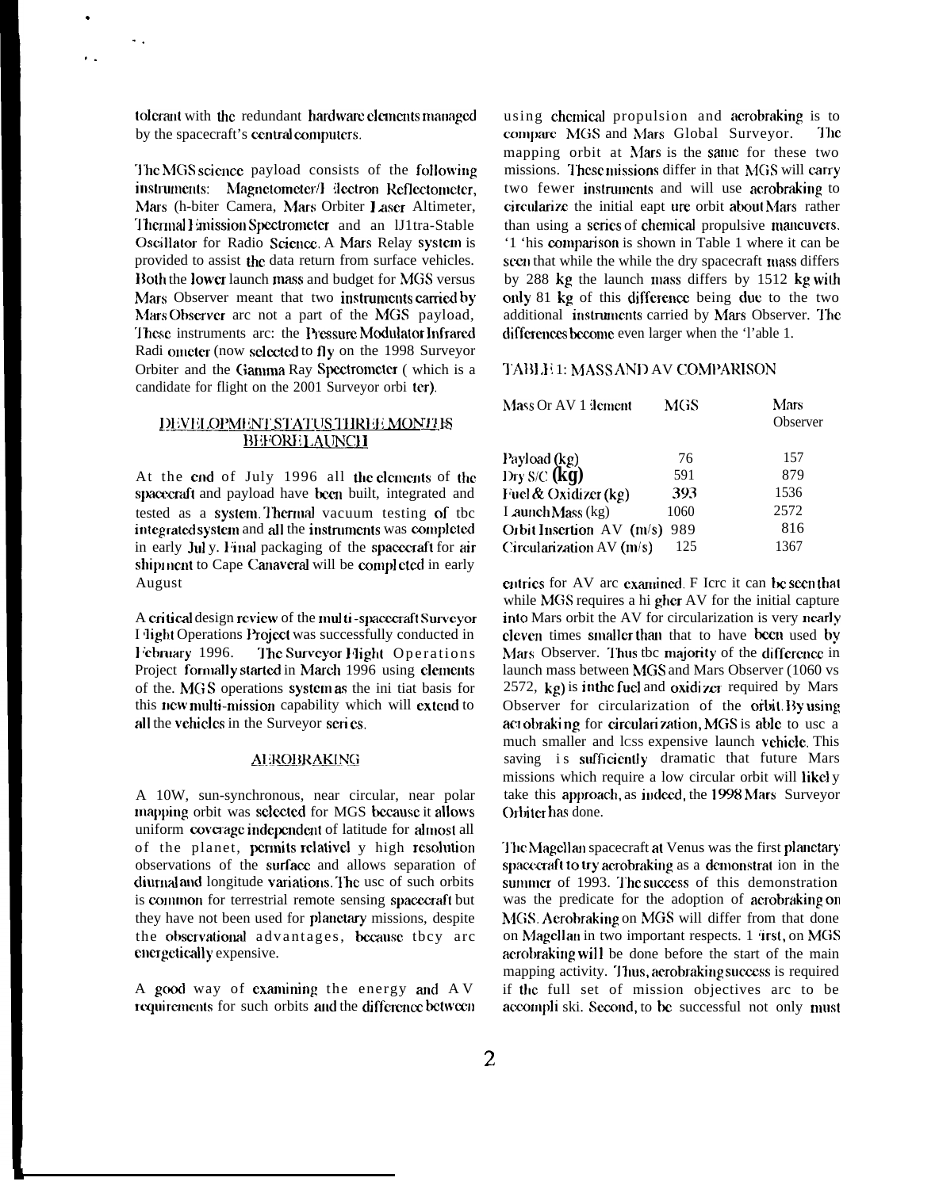tolerant with the redundant hardware elements managed by the spacecraft's central computers.

The MGS science payload consists of the following instruments: Magnetometer/Electron Reflectometer, Mars Orbiter Camera, Mars Orbiter Laser Altimeter, Thermal Emission Spectrometer and an Ultra-Stable Oscillator for Radio Science. A Mars Relay system is provided to assist the data return from surface vehicles. Both the lower launch mass and budget for MGS versus Mars Observer meant that two instruments carried by Mars Observer are not a part of the MGS payload, These instruments are: the Pressure Modulator Infrared Radiometer (now selected to fly on the 1998 Surveyor Orbiter and the Gamma Ray Spectrometer ( which is a candidate for flight on the 2001 Surveyor orbiter).

## DEVELOPMENT STATUS THREE MONTHS BEFORE LAUNCH

At the end of July 1996 all the elements of the spacecraft and payload have been built, integrated and tested as a system. Thermal vacuum testing of the integrated system and all the instruments was completed in early July. Final packaging of the spacecraft for air shipment to Cape Canaveral will be completed in early August

A critical design review of the multi-spacecraft Surveyor Flight Operations Project was successfully conducted in February 1996. The Surveyor Flight Operations Project formally started in March 1996 using elements of the. MGS operations system as the initiat basis for this new multi-mission capability which will extend to all the vehicles in the Surveyor series.

## AEROBRAKING

A 10W, sun-synchronous, near circular, near polar mapping orbit was selected for MGS because it allows uniform coverage independent of latitude for almost all of the planet, permits relatively high resolution observations of the surface and allows separation of diurnal and longitude variations. The use of such orbits is common for terrestrial remote sensing spacecraft but they have not been used for planetary missions, despite the observational advantages, because they are energetically expensive.

A good way of examining the energy and ΔV requirements for such orbits and the difference between using chemical propulsion and aerobraking is to compare MGS and Mars Global Surveyor. The mapping orbit at Mars is the same for these two missions. These missions differ in that MGS will carry two fewer instruments and will use aerobraking to circularize the initial capture orbit about Mars rather than using a series of chemical propulsive maneuvers. This comparison is shown in Table 1 where it can be seen that while the while the dry spacecraft mass differs by 288 kg the launch mass differs by 1512 kg with only 81 kg of this difference being due to the two additional instruments carried by Mars Observer. The differences become even larger when the Table 1.

TABLE 1: MASS AND ΔV COMPARISON

| Mass Or ΔV Element | MGS | Mars Observer |
|---|---|---|
| Payload (kg) | 76 | 157 |
| Dry S/C (kg) | 591 | 879 |
| Fuel & Oxidizer (kg) | 393 | 1536 |
| Launch Mass (kg) | 1060 | 2572 |
| Orbit Insertion ΔV (m/s) | 989 | 816 |
| Circularization ΔV (m/s) | 125 | 1367 |

entries for ΔV are examined. Here it can be seen that while MGS requires a higher ΔV for the initial capture into Mars orbit the ΔV for circularization is very nearly eleven times smaller than that to have been used by Mars Observer. Thus the majority of the difference in launch mass between MGS and Mars Observer (1060 vs 2572, kg) is in the fuel and oxidizer required by Mars Observer for circularization of the orbit. By using aerobraking for circularization, MGS is able to use a much smaller and less expensive launch vehicle. This saving is sufficiently dramatic that future Mars missions which require a low circular orbit will likely take this approach, as indeed, the 1998 Mars Surveyor Orbiter has done.

The Magellan spacecraft at Venus was the first planetary spacecraft to try aerobraking as a demonstration in the summer of 1993. The success of this demonstration was the predicate for the adoption of aerobraking on MGS. Aerobraking on MGS will differ from that done on Magellan in two important respects. First, on MGS aerobraking will be done before the start of the main mapping activity. Thus, aerobraking success is required if the full set of mission objectives are to be accomplished. Second, to be successful not only must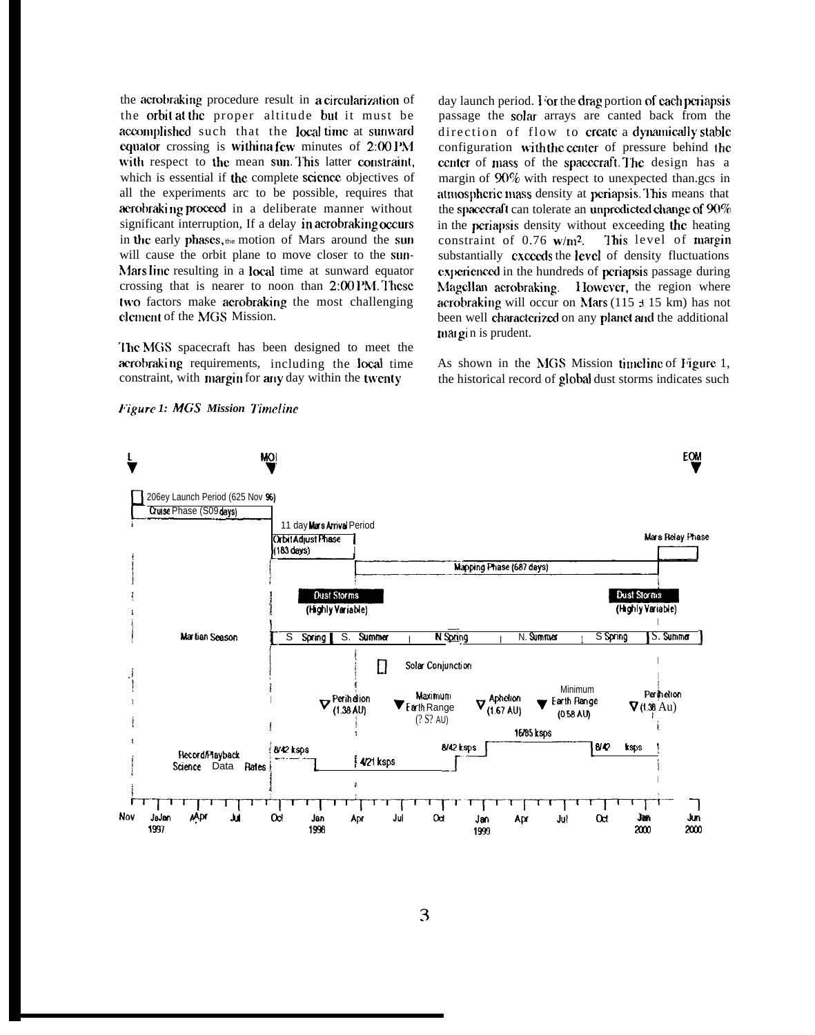the aerobraking procedure result in a circularization of the orbit at the proper altitude but it must be accomplished such that the local time at sunward equator crossing is within a few minutes of 2:00 PM with respect to the mean sun. This latter constraint, which is essential if the complete science objectives of all the experiments arc to be possible, requires that aerobraking proceed in a deliberate manner without significant interruption, If a delay in aerobraking occurs in the early phases, the motion of Mars around the sun will cause the orbit plane to move closer to the sun-Mars line resulting in a local time at sunward equator crossing that is nearer to noon than 2:00 PM. These two factors make aerobraking the most challenging element of the MGS Mission.

The MGS spacecraft has been designed to meet the aerobraking requirements, including the local time constraint, with margin for any day within the twenty day launch period. For the drag portion of each periapsis passage the solar arrays are canted back from the direction of flow to create a dynamically stable configuration with the center of pressure behind the center of mass of the spacecraft. The design has a margin of 90% with respect to unexpected than.gcs in atmospheric mass density at periapsis. This means that the spacecraft can tolerate an unpredicted change of 90% in the periapsis density without exceeding the heating constraint of 0.76 $w/m^2$. This level of margin substantially exceeds the level of density fluctuations experienced in the hundreds of periapsis passage during Magellan aerobraking. However, the region where aerobraking will occur on Mars (115 ± 15 km) has not been well characterized on any planet and the additional margin is prudent.

As shown in the MGS Mission timeline of Figure 1, the historical record of global dust storms indicates such

*Figure 1: MGS Mission Timeline*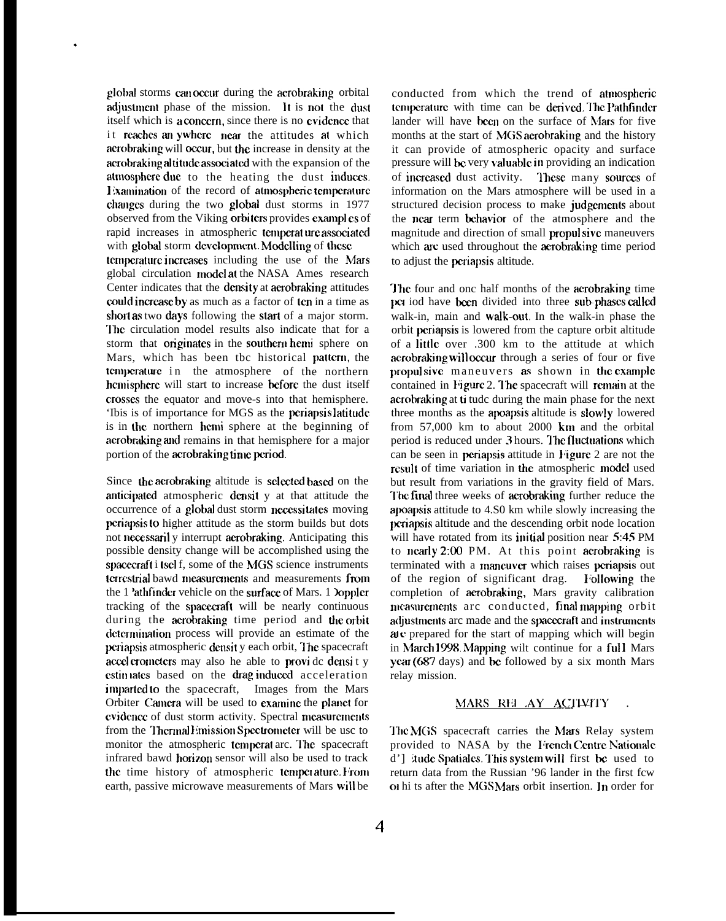global storms can occur during the aerobraking orbital adjustment phase of the mission. It is not the dust itself which is a concern, since there is no evidence that it reaches anywhere near the attitudes at which aerobraking will occur, but the increase in density at the aerobraking altitude associated with the expansion of the atmosphere due to the heating the dust induces. Examination of the record of atmospheric temperature changes during the two global dust storms in 1977 observed from the Viking orbiters provides examples of rapid increases in atmospheric temperature associated with global storm development. Modelling of these temperature increases including the use of the Mars global circulation model at the NASA Ames research Center indicates that the density at aerobraking attitudes could increase by as much as a factor of ten in a time as short as two days following the start of a major storm. The circulation model results also indicate that for a storm that originates in the southern hemisphere on Mars, which has been the historical pattern, the temperature in the atmosphere of the northern hemisphere will start to increase before the dust itself crosses the equator and moves into that hemisphere. This is of importance for MGS as the periapsis latitude is in the northern hemisphere at the beginning of aerobraking and remains in that hemisphere for a major portion of the aerobraking time period.

Since the aerobraking altitude is selected based on the anticipated atmospheric density at that attitude the occurrence of a global dust storm necessitates moving periapsis to higher attitude as the storm builds but does not necessarily interrupt aerobraking. Anticipating this possible density change will be accomplished using the spacecraft itself, some of the MGS science instruments terrestrial based measurements and measurements from the Pathfinder vehicle on the surface of Mars. Doppler tracking of the spacecraft will be nearly continuous during the aerobraking time period and the orbit determination process will provide an estimate of the periapsis atmospheric density each orbit, The spacecraft accelerometers may also be able to provide density estimates based on the drag induced acceleration imparted to the spacecraft, Images from the Mars Orbiter Camera will be used to examine the planet for evidence of dust storm activity. Spectral measurements from the Thermal Emission Spectrometer will be used to monitor the atmospheric temperature. The spacecraft infrared based horizon sensor will also be used to track the time history of atmospheric temperature. From earth, passive microwave measurements of Mars will be conducted from which the trend of atmospheric temperature with time can be derived. The Pathfinder lander will have been on the surface of Mars for five months at the start of MGS aerobraking and the history it can provide of atmospheric opacity and surface pressure will be very valuable in providing an indication of increased dust activity. These many sources of information on the Mars atmosphere will be used in a structured decision process to make judgements about the near term behavior of the atmosphere and the magnitude and direction of small propulsive maneuvers which are used throughout the aerobraking time period to adjust the periapsis altitude.

The four and one half months of the aerobraking time period have been divided into three sub-phases called walk-in, main and walk-out. In the walk-in phase the orbit periapsis is lowered from the capture orbit altitude of a little over .300 km to the attitude at which aerobraking will occur through a series of four or five propulsive maneuvers as shown in the example contained in Figure 2. The spacecraft will remain at the aerobraking attitude during the main phase for the next three months as the apoapsis altitude is slowly lowered from 57,000 km to about 2000 km and the orbital period is reduced under 3 hours. The fluctuations which can be seen in periapsis attitude in Figure 2 are not the result of time variation in the atmospheric model used but result from variations in the gravity field of Mars. The final three weeks of aerobraking further reduce the apoapsis attitude to 4.S0 km while slowly increasing the periapsis altitude and the descending orbit node location will have rotated from its initial position near 5:45 PM to nearly 2:00 PM. At this point aerobraking is terminated with a maneuver which raises periapsis out of the region of significant drag. Following the completion of aerobraking, Mars gravity calibration measurements are conducted, final mapping orbit adjustments are made and the spacecraft and instruments are prepared for the start of mapping which will begin in March 1998. Mapping will continue for a full Mars year (687 days) and be followed by a six month Mars relay mission.

## MARS RELAY ACTIVITY

The MGS spacecraft carries the Mars Relay system provided to NASA by the French Centre Nationale d'Etude Spatiales. This system will first be used to return data from the Russian '96 lander in the first few orbits after the MGS Mars orbit insertion. In order for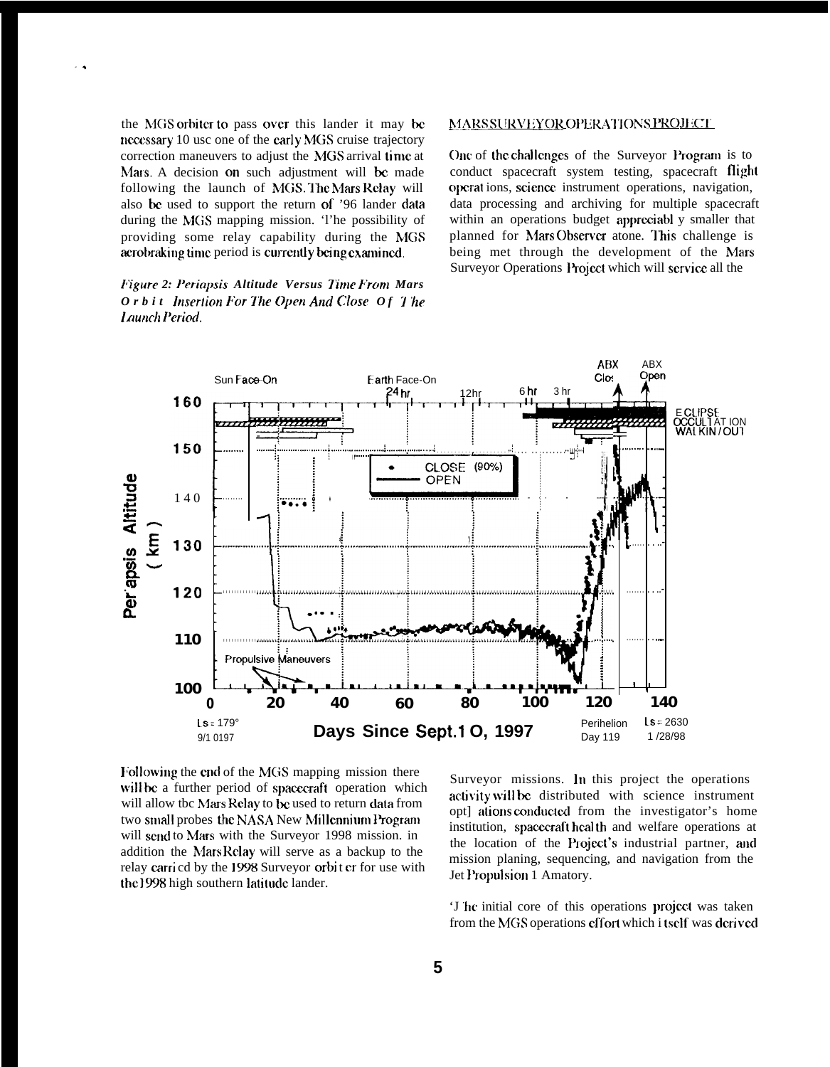the MGS orbiter to pass over this lander it may be necessary 10 use one of the early MGS cruise trajectory correction maneuvers to adjust the MGS arrival time at Mars. A decision on such adjustment will be made following the launch of MGS. The Mars Relay will also be used to support the return of '96 lander data during the MGS mapping mission. 'l'he possibility of providing some relay capability during the MGS aerobraking time period is currently being examined.

*Figure 2: Periapsis Altitude Versus Time From Mars Orbit Insertion For The Open And Close Of The Launch Period.*

Following the end of the MGS mapping mission there will be a further period of spacecraft operation which will allow the Mars Relay to be used to return data from two small probes the NASA New Millennium Program will send to Mars with the Surveyor 1998 mission. in addition the Mars Relay will serve as a backup to the relay carried by the 1998 Surveyor orbiter for use with the 1998 high southern latitude lander.

## MARS SURVEYOR OPERATIONS PROJECT

One of the challenges of the Surveyor Program is to conduct spacecraft system testing, spacecraft flight operations, science instrument operations, navigation, data processing and archiving for multiple spacecraft within an operations budget appreciably smaller that planned for Mars Observer alone. This challenge is being met through the development of the Mars Surveyor Operations Project which will service all the Surveyor missions. In this project the operations activity will be distributed with science instrument operations conducted from the investigator's home institution, spacecraft health and welfare operations at the location of the Project's industrial partner, and mission planing, sequencing, and navigation from the Jet Propulsion 1 Amatory.

'The initial core of this operations project was taken from the MGS operations effort which itself was derived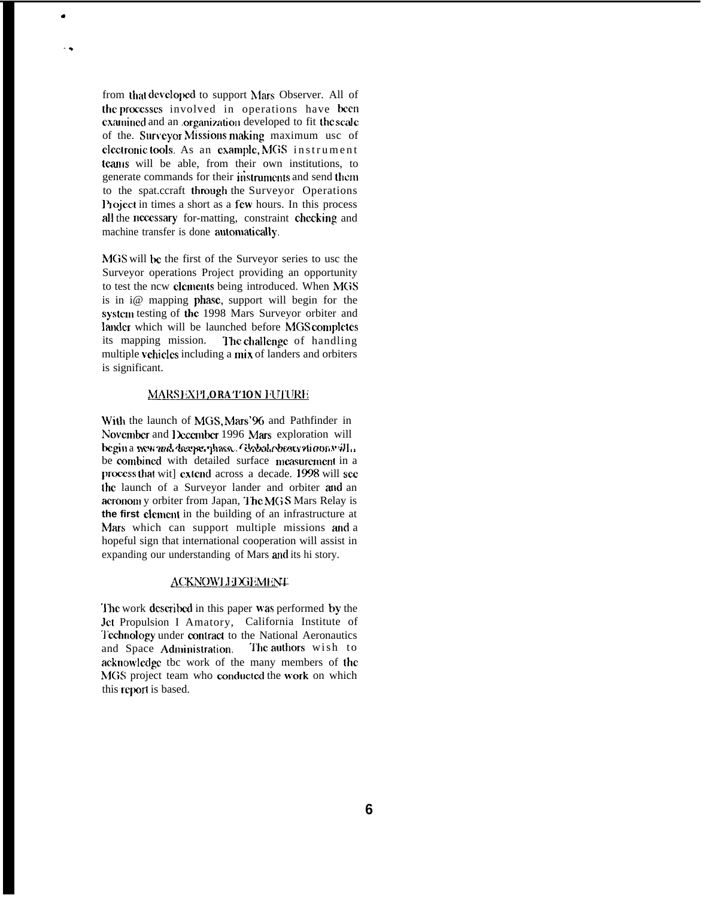from that developed to support Mars Observer. All of the processes involved in operations have been examined and an organization developed to fit the scale of the. Surveyor Missions making maximum usc of electronic tools. As an example, MGS instrument teams will be able, from their own institutions, to generate commands for their instruments and send them to the spat.ccraft through the Surveyor Operations Project in times a short as a few hours. In this process all the necessary for-matting, constraint checking and machine transfer is done automatically.

MGS will be the first of the Surveyor series to usc the Surveyor operations Project providing an opportunity to test the ncw elements being introduced. When MGS is in i@ mapping phase, support will begin for the system testing of the 1998 Mars Surveyor orbiter and lander which will be launched before MGS completes its mapping mission. The challenge of handling multiple vehicles including a mix of landers and orbiters is significant.

## MARS EXPLORATION FUTURE

With the launch of MGS, Mars'96 and Pathfinder in November and December 1996 Mars exploration will begin a new and deeper phase. Global observation will be combined with detailed surface measurement in a process that wit] extend across a decade. 1998 will see the launch of a Surveyor lander and orbiter and an acronom y orbiter from Japan, The MGS Mars Relay is **the first** element in the building of an infrastructure at Mars which can support multiple missions and a hopeful sign that international cooperation will assist in expanding our understanding of Mars and its hi story.

## ACKNOWLEDGEMENT

The work described in this paper was performed by the Jet Propulsion I Amatory, California Institute of Technology under contract to the National Aeronautics and Space Administration. The authors wish to acknowledge tbc work of the many members of the MGS project team who conducted the work on which this report is based.